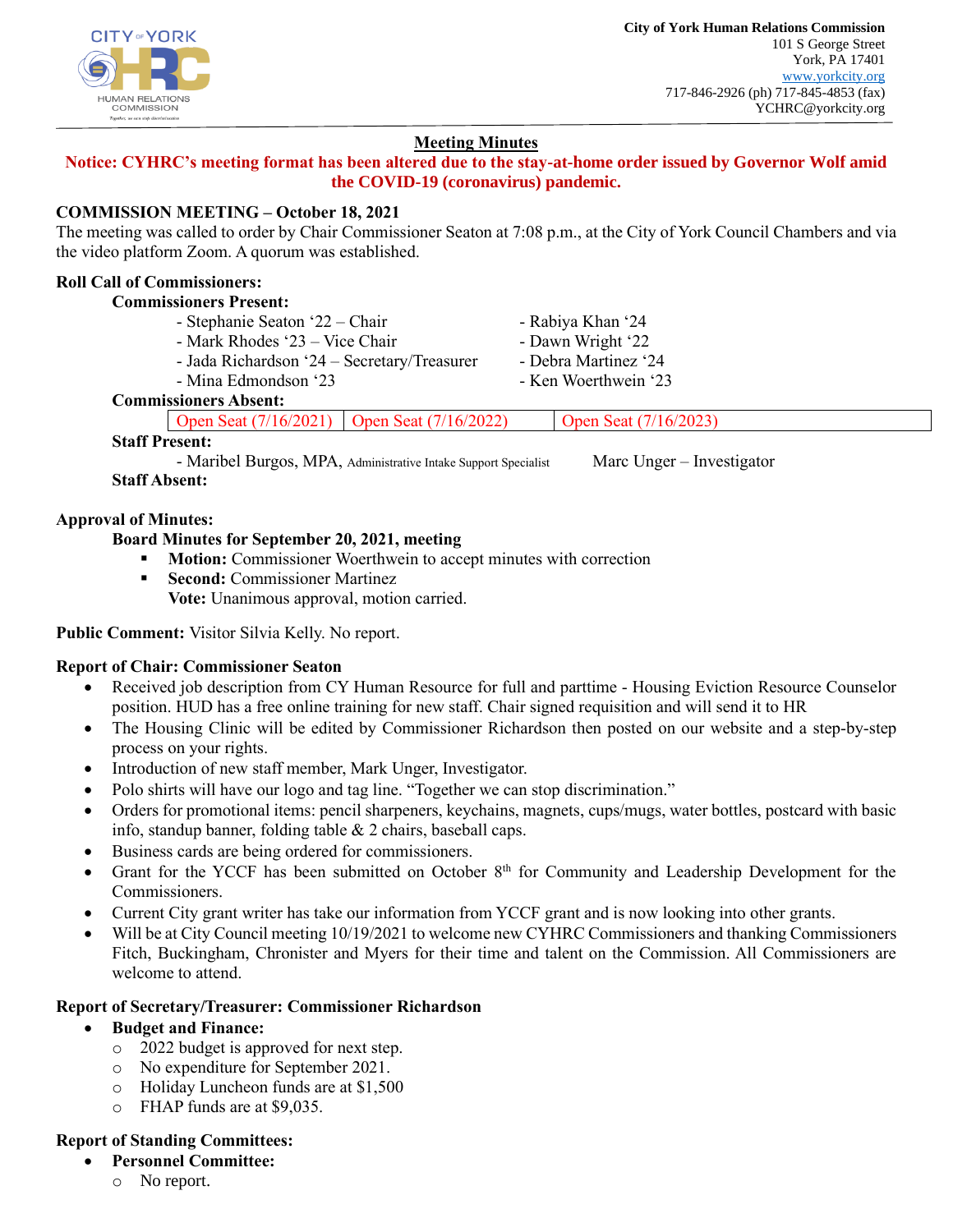City of York Human Relations Commission
101 S George Street
York, PA 17401
www.yorkcity.org
717-846-2926 (ph) 717-845-4853 (fax)
YCHRC@yorkcity.org

## Meeting Minutes

**Notice: CYHRC's meeting format has been altered due to the stay-at-home order issued by Governor Wolf amid the COVID-19 (coronavirus) pandemic.**

**COMMISSION MEETING – October 18, 2021**

The meeting was called to order by Chair Commissioner Seaton at 7:08 p.m., at the City of York Council Chambers and via the video platform Zoom. A quorum was established.

**Roll Call of Commissioners:**

**Commissioners Present:**

- Stephanie Seaton '22 – Chair
- Mark Rhodes '23 – Vice Chair
- Jada Richardson '24 – Secretary/Treasurer
- Mina Edmondson '23
- Rabiya Khan '24
- Dawn Wright '22
- Debra Martinez '24
- Ken Woerthwein '23

**Commissioners Absent:**

| Open Seat (7/16/2021) | Open Seat (7/16/2022) | Open Seat (7/16/2023) |
|---|---|---|

**Staff Present:**

- Maribel Burgos, MPA, Administrative Intake Support Specialist
- Marc Unger – Investigator

**Staff Absent:**

**Approval of Minutes:**

**Board Minutes for September 20, 2021, meeting**

- **Motion:** Commissioner Woerthwein to accept minutes with correction
- **Second:** Commissioner Martinez

**Vote:** Unanimous approval, motion carried.

**Public Comment:** Visitor Silvia Kelly. No report.

**Report of Chair: Commissioner Seaton**

- Received job description from CY Human Resource for full and parttime - Housing Eviction Resource Counselor position. HUD has a free online training for new staff. Chair signed requisition and will send it to HR
- The Housing Clinic will be edited by Commissioner Richardson then posted on our website and a step-by-step process on your rights.
- Introduction of new staff member, Mark Unger, Investigator.
- Polo shirts will have our logo and tag line. "Together we can stop discrimination."
- Orders for promotional items: pencil sharpeners, keychains, magnets, cups/mugs, water bottles, postcard with basic info, standup banner, folding table & 2 chairs, baseball caps.
- Business cards are being ordered for commissioners.
- Grant for the YCCF has been submitted on October 8th for Community and Leadership Development for the Commissioners.
- Current City grant writer has take our information from YCCF grant and is now looking into other grants.
- Will be at City Council meeting 10/19/2021 to welcome new CYHRC Commissioners and thanking Commissioners Fitch, Buckingham, Chronister and Myers for their time and talent on the Commission. All Commissioners are welcome to attend.

**Report of Secretary/Treasurer: Commissioner Richardson**

- **Budget and Finance:**
  - 2022 budget is approved for next step.
  - No expenditure for September 2021.
  - Holiday Luncheon funds are at $1,500
  - FHAP funds are at $9,035.

**Report of Standing Committees:**

- **Personnel Committee:**
  - No report.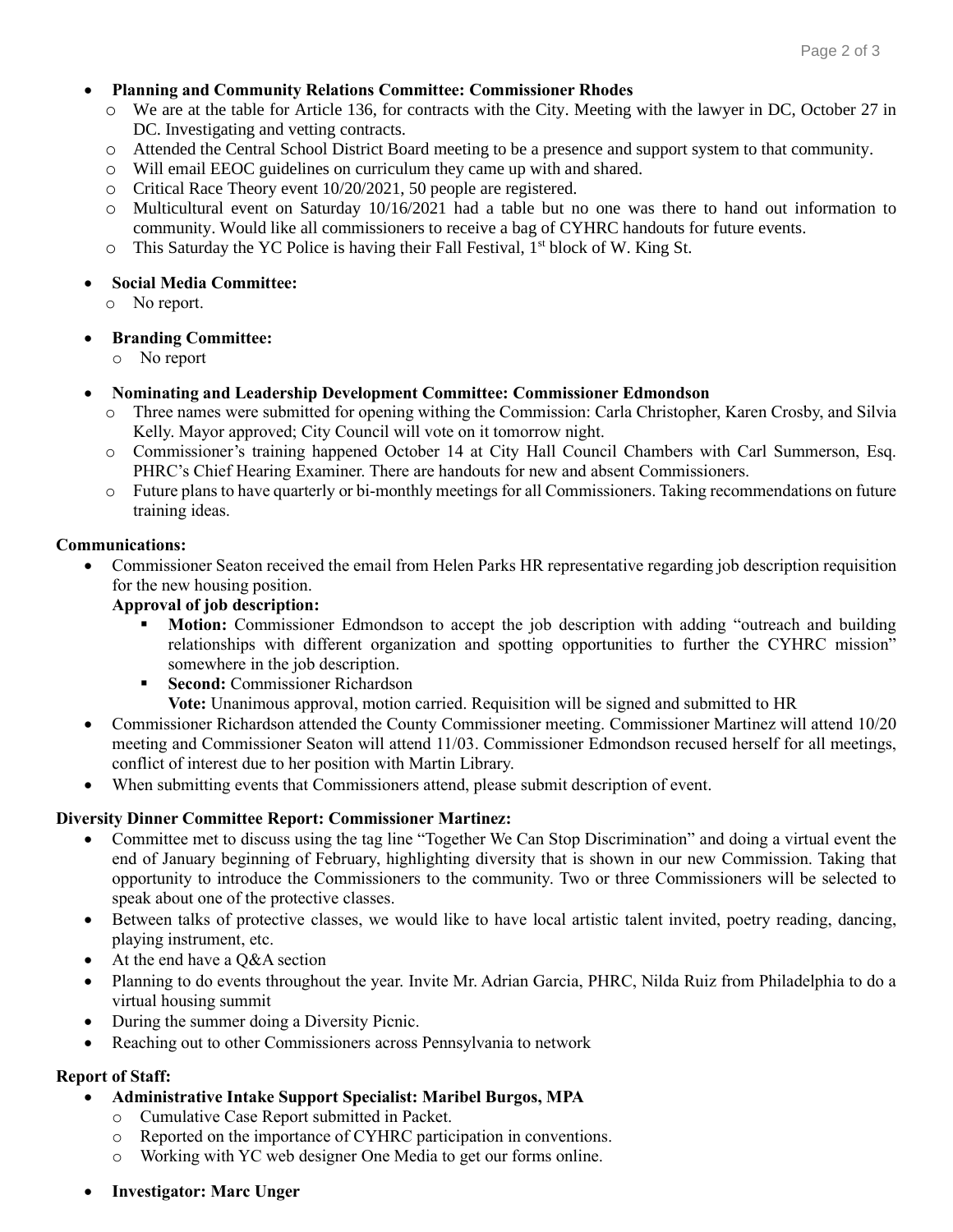- **Planning and Community Relations Committee: Commissioner Rhodes**
  - We are at the table for Article 136, for contracts with the City. Meeting with the lawyer in DC, October 27 in DC. Investigating and vetting contracts.
  - Attended the Central School District Board meeting to be a presence and support system to that community.
  - Will email EEOC guidelines on curriculum they came up with and shared.
  - Critical Race Theory event 10/20/2021, 50 people are registered.
  - Multicultural event on Saturday 10/16/2021 had a table but no one was there to hand out information to community. Would like all commissioners to receive a bag of CYHRC handouts for future events.
  - This Saturday the YC Police is having their Fall Festival, 1st block of W. King St.

- **Social Media Committee:**
  - No report.

- **Branding Committee:**
  - No report

- **Nominating and Leadership Development Committee: Commissioner Edmondson**
  - Three names were submitted for opening withing the Commission: Carla Christopher, Karen Crosby, and Silvia Kelly. Mayor approved; City Council will vote on it tomorrow night.
  - Commissioner's training happened October 14 at City Hall Council Chambers with Carl Summerson, Esq. PHRC's Chief Hearing Examiner. There are handouts for new and absent Commissioners.
  - Future plans to have quarterly or bi-monthly meetings for all Commissioners. Taking recommendations on future training ideas.

**Communications:**

- Commissioner Seaton received the email from Helen Parks HR representative regarding job description requisition for the new housing position.
  **Approval of job description:**
  - **Motion:** Commissioner Edmondson to accept the job description with adding "outreach and building relationships with different organization and spotting opportunities to further the CYHRC mission" somewhere in the job description.
  - **Second:** Commissioner Richardson
    **Vote:** Unanimous approval, motion carried. Requisition will be signed and submitted to HR
- Commissioner Richardson attended the County Commissioner meeting. Commissioner Martinez will attend 10/20 meeting and Commissioner Seaton will attend 11/03. Commissioner Edmondson recused herself for all meetings, conflict of interest due to her position with Martin Library.
- When submitting events that Commissioners attend, please submit description of event.

**Diversity Dinner Committee Report: Commissioner Martinez:**

- Committee met to discuss using the tag line "Together We Can Stop Discrimination" and doing a virtual event the end of January beginning of February, highlighting diversity that is shown in our new Commission. Taking that opportunity to introduce the Commissioners to the community. Two or three Commissioners will be selected to speak about one of the protective classes.
- Between talks of protective classes, we would like to have local artistic talent invited, poetry reading, dancing, playing instrument, etc.
- At the end have a Q&A section
- Planning to do events throughout the year. Invite Mr. Adrian Garcia, PHRC, Nilda Ruiz from Philadelphia to do a virtual housing summit
- During the summer doing a Diversity Picnic.
- Reaching out to other Commissioners across Pennsylvania to network

**Report of Staff:**

- **Administrative Intake Support Specialist: Maribel Burgos, MPA**
  - Cumulative Case Report submitted in Packet.
  - Reported on the importance of CYHRC participation in conventions.
  - Working with YC web designer One Media to get our forms online.

- **Investigator: Marc Unger**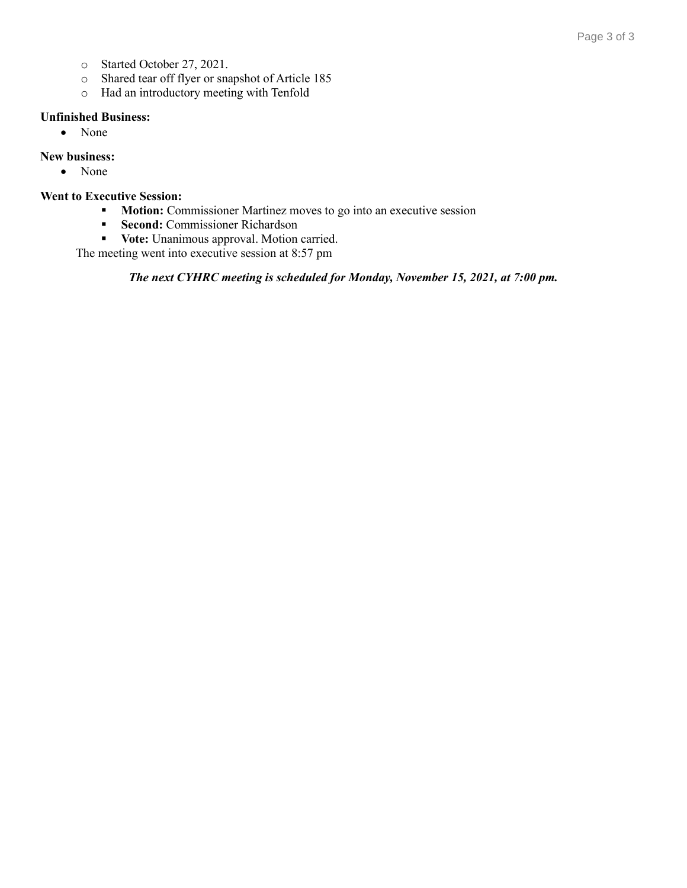- Started October 27, 2021.
  - Shared tear off flyer or snapshot of Article 185
  - Had an introductory meeting with Tenfold

**Unfinished Business:**

- None

**New business:**

- None

**Went to Executive Session:**

- **Motion:** Commissioner Martinez moves to go into an executive session
- **Second:** Commissioner Richardson
- **Vote:** Unanimous approval. Motion carried.

The meeting went into executive session at 8:57 pm

***The next CYHRC meeting is scheduled for Monday, November 15, 2021, at 7:00 pm.***